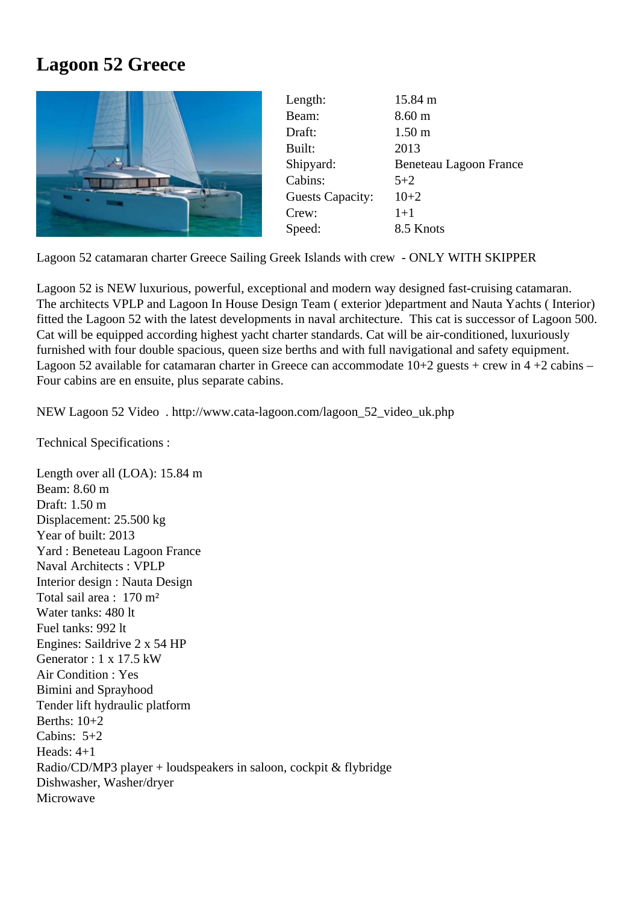# Lagoon 52 Greece

| | |
|---|---|
| Length: | 15.84 m |
| Beam: | 8.60 m |
| Draft: | 1.50 m |
| Built: | 2013 |
| Shipyard: | Beneteau Lagoon France |
| Cabins: | 5+2 |
| Guests Capacity: | 10+2 |
| Crew: | 1+1 |
| Speed: | 8.5 Knots |

Lagoon 52 catamaran charter Greece Sailing Greek Islands with crew - ONLY WITH SKIPPER

Lagoon 52 is NEW luxurious, powerful, exceptional and modern way designed fast-cruising catamaran. The architects VPLP and Lagoon In House Design Team ( exterior )department and Nauta Yachts ( Interior) fitted the Lagoon 52 with the latest developments in naval architecture. This cat is successor of Lagoon 500. Cat will be equipped according highest yacht charter standards. Cat will be air-conditioned, luxuriously furnished with four double spacious, queen size berths and with full navigational and safety equipment. Lagoon 52 available for catamaran charter in Greece can accommodate 10+2 guests + crew in 4 +2 cabins – Four cabins are en ensuite, plus separate cabins.

NEW Lagoon 52 Video . http://www.cata-lagoon.com/lagoon_52_video_uk.php

Technical Specifications :

Length over all (LOA): 15.84 m  
Beam: 8.60 m  
Draft: 1.50 m  
Displacement: 25.500 kg  
Year of built: 2013  
Yard : Beneteau Lagoon France  
Naval Architects : VPLP  
Interior design : Nauta Design  
Total sail area : 170 m²  
Water tanks: 480 lt  
Fuel tanks: 992 lt  
Engines: Saildrive 2 x 54 HP  
Generator : 1 x 17.5 kW  
Air Condition : Yes  
Bimini and Sprayhood  
Tender lift hydraulic platform  
Berths: 10+2  
Cabins: 5+2  
Heads: 4+1  
Radio/CD/MP3 player + loudspeakers in saloon, cockpit & flybridge  
Dishwasher, Washer/dryer  
Microwave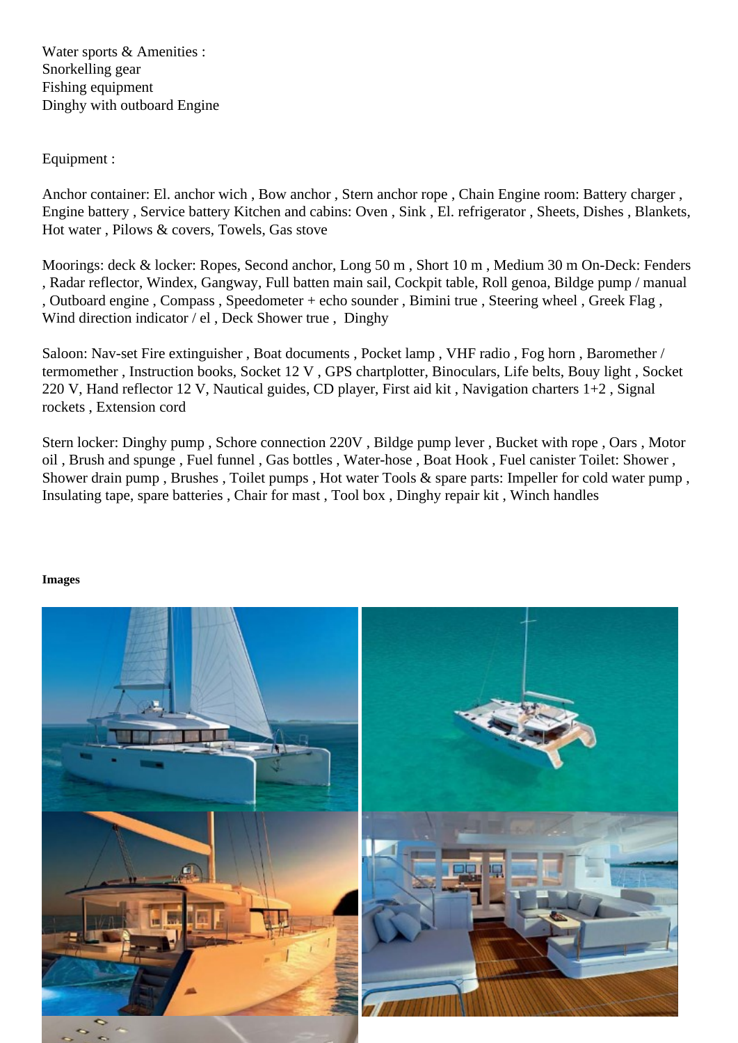Water sports & Amenities :
Snorkelling gear
Fishing equipment
Dinghy with outboard Engine

Equipment :

Anchor container: El. anchor wich , Bow anchor , Stern anchor rope , Chain Engine room: Battery charger , Engine battery , Service battery Kitchen and cabins: Oven , Sink , El. refrigerator , Sheets, Dishes , Blankets, Hot water , Pilows & covers, Towels, Gas stove

Moorings: deck & locker: Ropes, Second anchor, Long 50 m , Short 10 m , Medium 30 m On-Deck: Fenders , Radar reflector, Windex, Gangway, Full batten main sail, Cockpit table, Roll genoa, Bildge pump / manual , Outboard engine , Compass , Speedometer + echo sounder , Bimini true , Steering wheel , Greek Flag , Wind direction indicator / el , Deck Shower true , Dinghy

Saloon: Nav-set Fire extinguisher , Boat documents , Pocket lamp , VHF radio , Fog horn , Baromether / termomether , Instruction books, Socket 12 V , GPS chartplotter, Binoculars, Life belts, Bouy light , Socket 220 V, Hand reflector 12 V, Nautical guides, CD player, First aid kit , Navigation charters 1+2 , Signal rockets , Extension cord

Stern locker: Dinghy pump , Schore connection 220V , Bildge pump lever , Bucket with rope , Oars , Motor oil , Brush and spunge , Fuel funnel , Gas bottles , Water-hose , Boat Hook , Fuel canister Toilet: Shower , Shower drain pump , Brushes , Toilet pumps , Hot water Tools & spare parts: Impeller for cold water pump , Insulating tape, spare batteries , Chair for mast , Tool box , Dinghy repair kit , Winch handles

**Images**